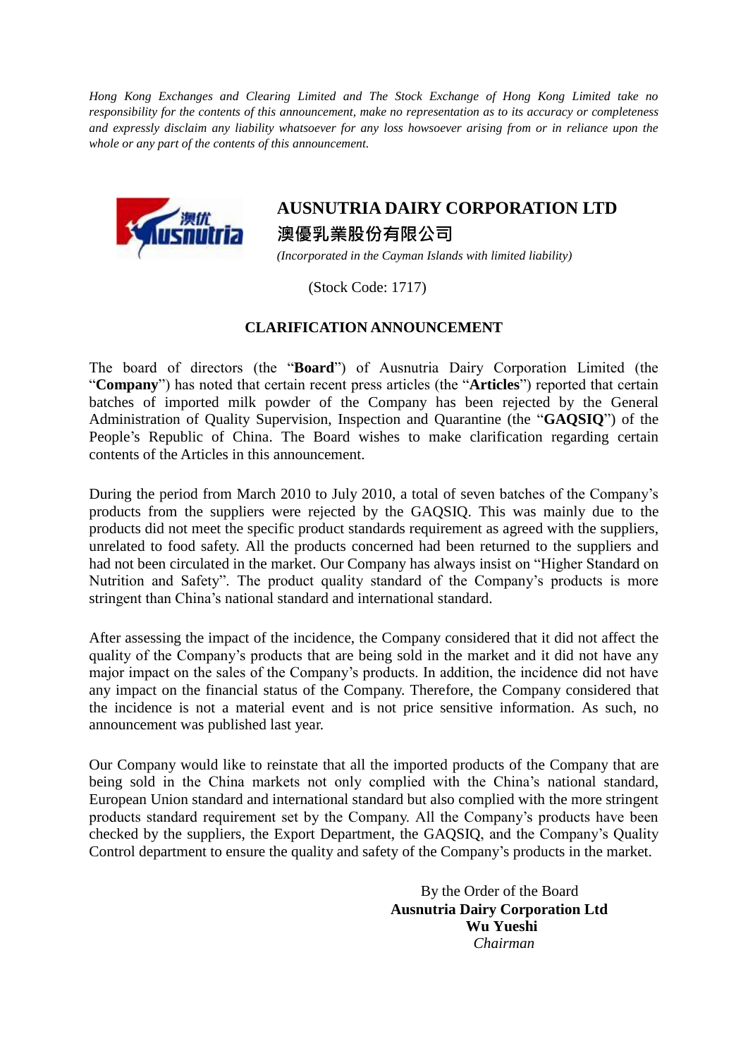*Hong Kong Exchanges and Clearing Limited and The Stock Exchange of Hong Kong Limited take no responsibility for the contents of this announcement, make no representation as to its accuracy or completeness and expressly disclaim any liability whatsoever for any loss howsoever arising from or in reliance upon the whole or any part of the contents of this announcement.*

# AUSNUTRIA DAIRY CORPORATION LTD

# 澳優乳業股份有限公司

*(Incorporated in the Cayman Islands with limited liability)*

(Stock Code: 1717)

## CLARIFICATION ANNOUNCEMENT

The board of directors (the "**Board**") of Ausnutria Dairy Corporation Limited (the "**Company**") has noted that certain recent press articles (the "**Articles**") reported that certain batches of imported milk powder of the Company has been rejected by the General Administration of Quality Supervision, Inspection and Quarantine (the "**GAQSIQ**") of the People's Republic of China. The Board wishes to make clarification regarding certain contents of the Articles in this announcement.

During the period from March 2010 to July 2010, a total of seven batches of the Company's products from the suppliers were rejected by the GAQSIQ. This was mainly due to the products did not meet the specific product standards requirement as agreed with the suppliers, unrelated to food safety. All the products concerned had been returned to the suppliers and had not been circulated in the market. Our Company has always insist on "Higher Standard on Nutrition and Safety". The product quality standard of the Company's products is more stringent than China's national standard and international standard.

After assessing the impact of the incidence, the Company considered that it did not affect the quality of the Company's products that are being sold in the market and it did not have any major impact on the sales of the Company's products. In addition, the incidence did not have any impact on the financial status of the Company. Therefore, the Company considered that the incidence is not a material event and is not price sensitive information. As such, no announcement was published last year.

Our Company would like to reinstate that all the imported products of the Company that are being sold in the China markets not only complied with the China's national standard, European Union standard and international standard but also complied with the more stringent products standard requirement set by the Company. All the Company's products have been checked by the suppliers, the Export Department, the GAQSIQ, and the Company's Quality Control department to ensure the quality and safety of the Company's products in the market.

By the Order of the Board
**Ausnutria Dairy Corporation Ltd**
**Wu Yueshi**
*Chairman*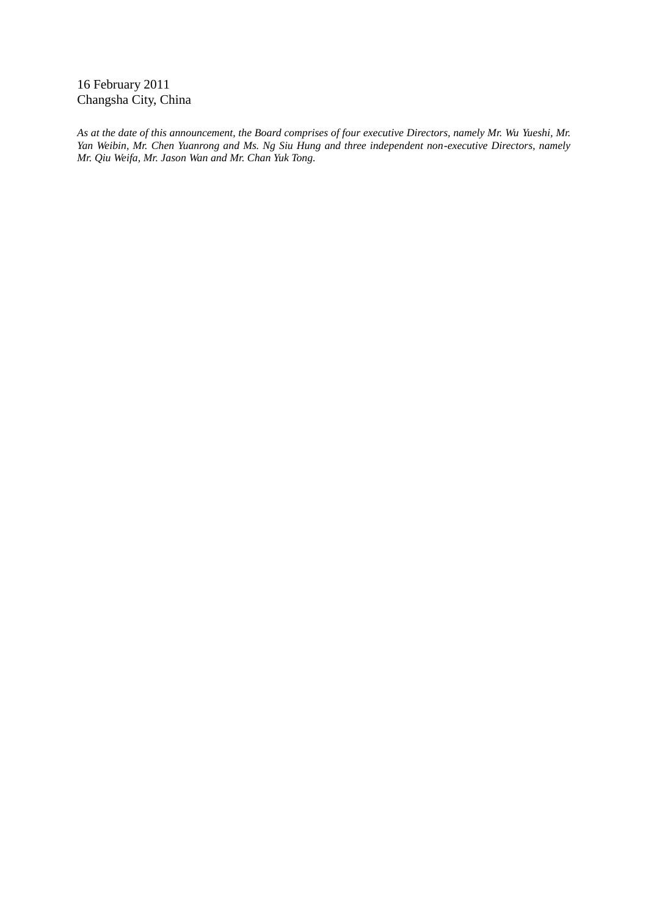16 February 2011
Changsha City, China

*As at the date of this announcement, the Board comprises of four executive Directors, namely Mr. Wu Yueshi, Mr. Yan Weibin, Mr. Chen Yuanrong and Ms. Ng Siu Hung and three independent non-executive Directors, namely Mr. Qiu Weifa, Mr. Jason Wan and Mr. Chan Yuk Tong.*